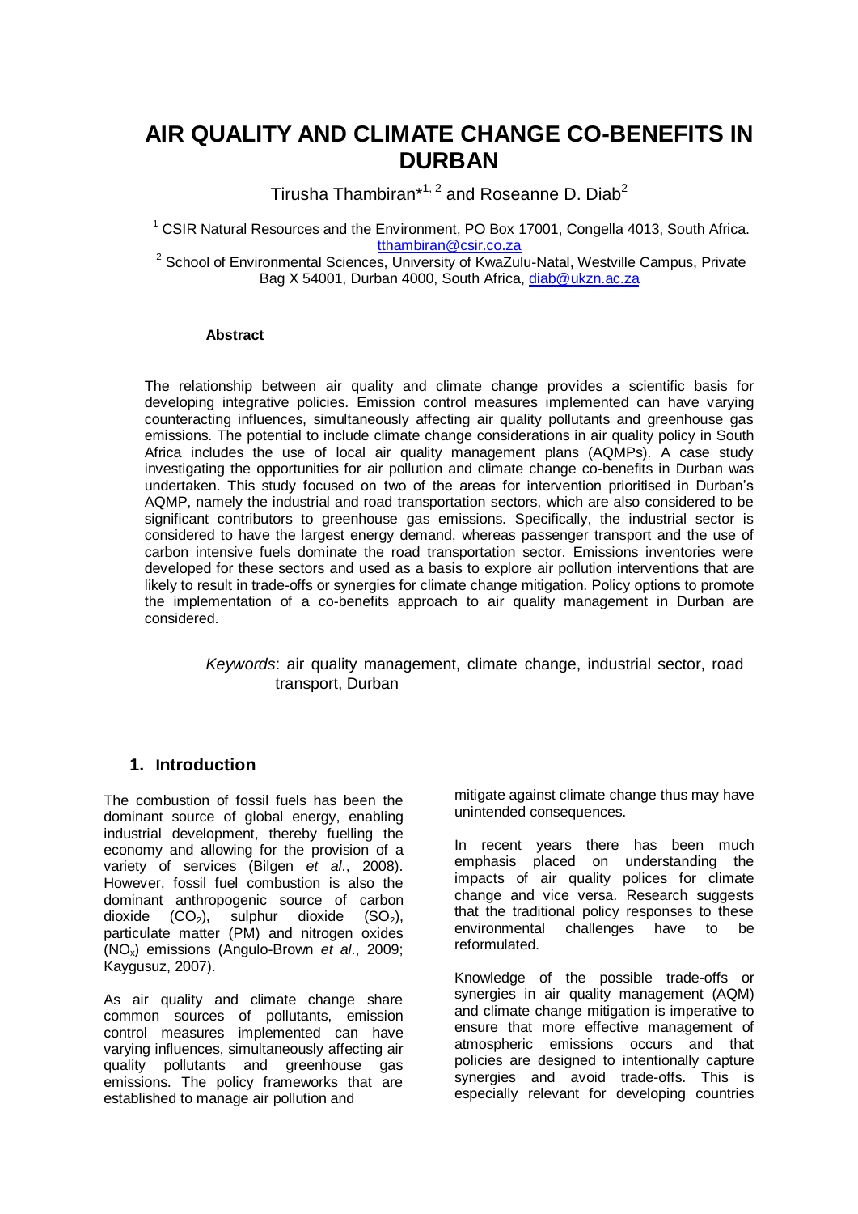# AIR QUALITY AND CLIMATE CHANGE CO-BENEFITS IN DURBAN

Tirusha Thambiran*[1, 2] and Roseanne D. Diab[2]

[1] CSIR Natural Resources and the Environment, PO Box 17001, Congella 4013, South Africa. tthambiran@csir.co.za

[2] School of Environmental Sciences, University of KwaZulu-Natal, Westville Campus, Private Bag X 54001, Durban 4000, South Africa, diab@ukzn.ac.za

**Abstract**

The relationship between air quality and climate change provides a scientific basis for developing integrative policies. Emission control measures implemented can have varying counteracting influences, simultaneously affecting air quality pollutants and greenhouse gas emissions. The potential to include climate change considerations in air quality policy in South Africa includes the use of local air quality management plans (AQMPs). A case study investigating the opportunities for air pollution and climate change co-benefits in Durban was undertaken. This study focused on two of the areas for intervention prioritised in Durban's AQMP, namely the industrial and road transportation sectors, which are also considered to be significant contributors to greenhouse gas emissions. Specifically, the industrial sector is considered to have the largest energy demand, whereas passenger transport and the use of carbon intensive fuels dominate the road transportation sector. Emissions inventories were developed for these sectors and used as a basis to explore air pollution interventions that are likely to result in trade-offs or synergies for climate change mitigation. Policy options to promote the implementation of a co-benefits approach to air quality management in Durban are considered.

*Keywords*: air quality management, climate change, industrial sector, road transport, Durban

## 1. Introduction

The combustion of fossil fuels has been the dominant source of global energy, enabling industrial development, thereby fuelling the economy and allowing for the provision of a variety of services (Bilgen *et al*., 2008). However, fossil fuel combustion is also the dominant anthropogenic source of carbon dioxide ($CO_2$), sulphur dioxide ($SO_2$), particulate matter (PM) and nitrogen oxides ($NO_x$) emissions (Angulo-Brown *et al*., 2009; Kaygusuz, 2007).

As air quality and climate change share common sources of pollutants, emission control measures implemented can have varying influences, simultaneously affecting air quality pollutants and greenhouse gas emissions. The policy frameworks that are established to manage air pollution and mitigate against climate change thus may have unintended consequences.

In recent years there has been much emphasis placed on understanding the impacts of air quality polices for climate change and vice versa. Research suggests that the traditional policy responses to these environmental challenges have to be reformulated.

Knowledge of the possible trade-offs or synergies in air quality management (AQM) and climate change mitigation is imperative to ensure that more effective management of atmospheric emissions occurs and that policies are designed to intentionally capture synergies and avoid trade-offs. This is especially relevant for developing countries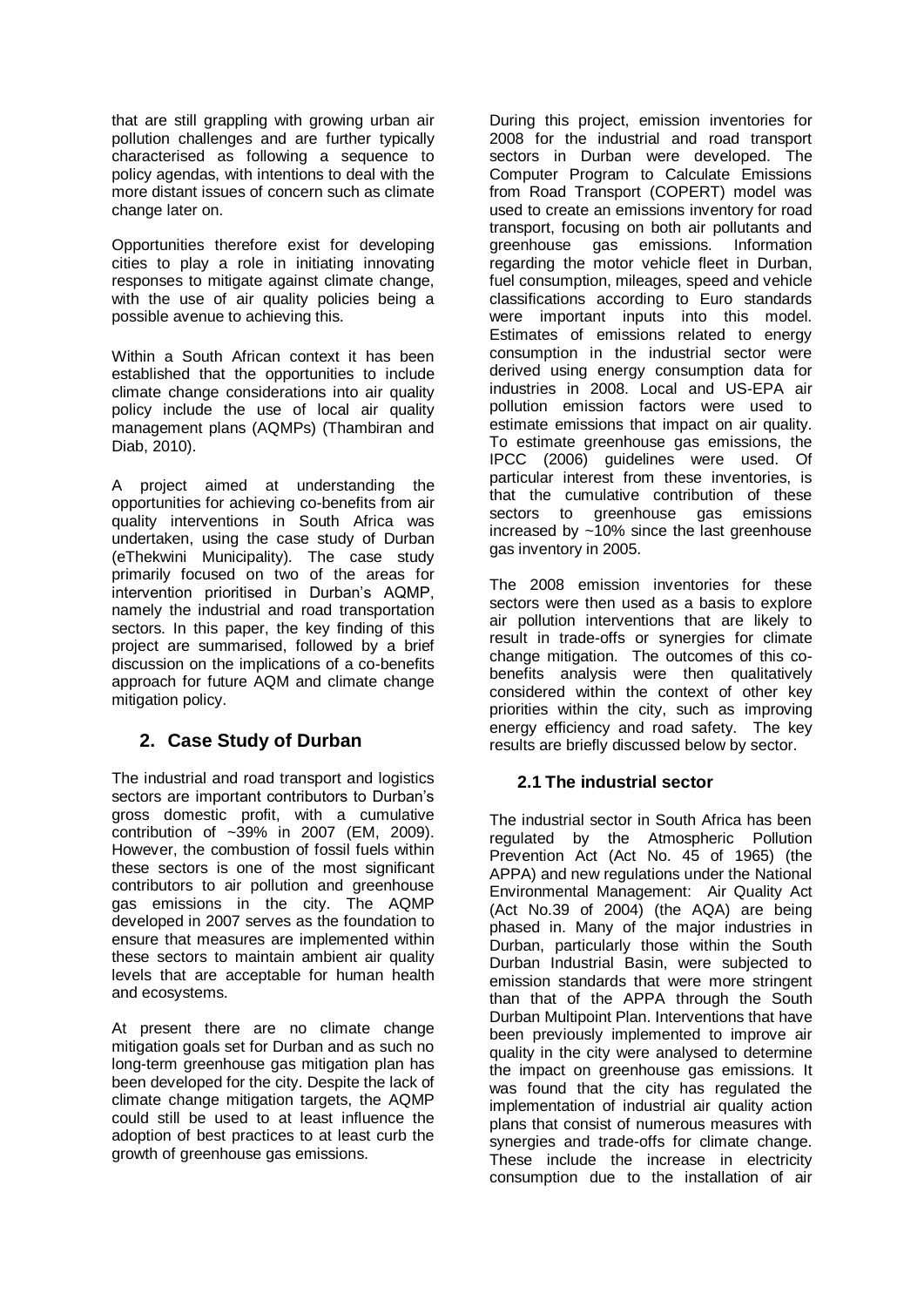that are still grappling with growing urban air pollution challenges and are further typically characterised as following a sequence to policy agendas, with intentions to deal with the more distant issues of concern such as climate change later on.

Opportunities therefore exist for developing cities to play a role in initiating innovating responses to mitigate against climate change, with the use of air quality policies being a possible avenue to achieving this.

Within a South African context it has been established that the opportunities to include climate change considerations into air quality policy include the use of local air quality management plans (AQMPs) (Thambiran and Diab, 2010).

A project aimed at understanding the opportunities for achieving co-benefits from air quality interventions in South Africa was undertaken, using the case study of Durban (eThekwini Municipality). The case study primarily focused on two of the areas for intervention prioritised in Durban's AQMP, namely the industrial and road transportation sectors. In this paper, the key finding of this project are summarised, followed by a brief discussion on the implications of a co-benefits approach for future AQM and climate change mitigation policy.

## 2. Case Study of Durban

The industrial and road transport and logistics sectors are important contributors to Durban's gross domestic profit, with a cumulative contribution of ~39% in 2007 (EM, 2009). However, the combustion of fossil fuels within these sectors is one of the most significant contributors to air pollution and greenhouse gas emissions in the city. The AQMP developed in 2007 serves as the foundation to ensure that measures are implemented within these sectors to maintain ambient air quality levels that are acceptable for human health and ecosystems.

At present there are no climate change mitigation goals set for Durban and as such no long-term greenhouse gas mitigation plan has been developed for the city. Despite the lack of climate change mitigation targets, the AQMP could still be used to at least influence the adoption of best practices to at least curb the growth of greenhouse gas emissions.

During this project, emission inventories for 2008 for the industrial and road transport sectors in Durban were developed. The Computer Program to Calculate Emissions from Road Transport (COPERT) model was used to create an emissions inventory for road transport, focusing on both air pollutants and greenhouse gas emissions. Information regarding the motor vehicle fleet in Durban, fuel consumption, mileages, speed and vehicle classifications according to Euro standards were important inputs into this model. Estimates of emissions related to energy consumption in the industrial sector were derived using energy consumption data for industries in 2008. Local and US-EPA air pollution emission factors were used to estimate emissions that impact on air quality. To estimate greenhouse gas emissions, the IPCC (2006) guidelines were used. Of particular interest from these inventories, is that the cumulative contribution of these sectors to greenhouse gas emissions increased by ~10% since the last greenhouse gas inventory in 2005.

The 2008 emission inventories for these sectors were then used as a basis to explore air pollution interventions that are likely to result in trade-offs or synergies for climate change mitigation. The outcomes of this co-benefits analysis were then qualitatively considered within the context of other key priorities within the city, such as improving energy efficiency and road safety. The key results are briefly discussed below by sector.

### 2.1 The industrial sector

The industrial sector in South Africa has been regulated by the Atmospheric Pollution Prevention Act (Act No. 45 of 1965) (the APPA) and new regulations under the National Environmental Management: Air Quality Act (Act No.39 of 2004) (the AQA) are being phased in. Many of the major industries in Durban, particularly those within the South Durban Industrial Basin, were subjected to emission standards that were more stringent than that of the APPA through the South Durban Multipoint Plan. Interventions that have been previously implemented to improve air quality in the city were analysed to determine the impact on greenhouse gas emissions. It was found that the city has regulated the implementation of industrial air quality action plans that consist of numerous measures with synergies and trade-offs for climate change. These include the increase in electricity consumption due to the installation of air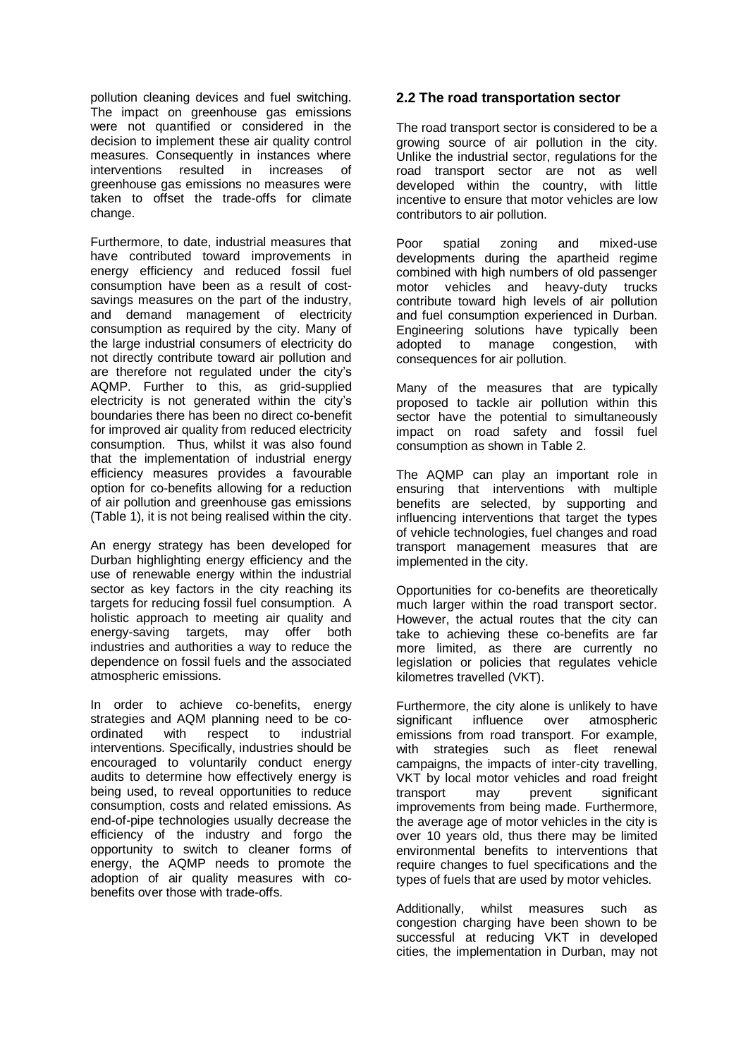pollution cleaning devices and fuel switching. The impact on greenhouse gas emissions were not quantified or considered in the decision to implement these air quality control measures. Consequently in instances where interventions resulted in increases of greenhouse gas emissions no measures were taken to offset the trade-offs for climate change.

Furthermore, to date, industrial measures that have contributed toward improvements in energy efficiency and reduced fossil fuel consumption have been as a result of cost-savings measures on the part of the industry, and demand management of electricity consumption as required by the city. Many of the large industrial consumers of electricity do not directly contribute toward air pollution and are therefore not regulated under the city's AQMP. Further to this, as grid-supplied electricity is not generated within the city's boundaries there has been no direct co-benefit for improved air quality from reduced electricity consumption. Thus, whilst it was also found that the implementation of industrial energy efficiency measures provides a favourable option for co-benefits allowing for a reduction of air pollution and greenhouse gas emissions (Table 1), it is not being realised within the city.

An energy strategy has been developed for Durban highlighting energy efficiency and the use of renewable energy within the industrial sector as key factors in the city reaching its targets for reducing fossil fuel consumption. A holistic approach to meeting air quality and energy-saving targets, may offer both industries and authorities a way to reduce the dependence on fossil fuels and the associated atmospheric emissions.

In order to achieve co-benefits, energy strategies and AQM planning need to be co-ordinated with respect to industrial interventions. Specifically, industries should be encouraged to voluntarily conduct energy audits to determine how effectively energy is being used, to reveal opportunities to reduce consumption, costs and related emissions. As end-of-pipe technologies usually decrease the efficiency of the industry and forgo the opportunity to switch to cleaner forms of energy, the AQMP needs to promote the adoption of air quality measures with co-benefits over those with trade-offs.

## 2.2 The road transportation sector

The road transport sector is considered to be a growing source of air pollution in the city. Unlike the industrial sector, regulations for the road transport sector are not as well developed within the country, with little incentive to ensure that motor vehicles are low contributors to air pollution.

Poor spatial zoning and mixed-use developments during the apartheid regime combined with high numbers of old passenger motor vehicles and heavy-duty trucks contribute toward high levels of air pollution and fuel consumption experienced in Durban. Engineering solutions have typically been adopted to manage congestion, with consequences for air pollution.

Many of the measures that are typically proposed to tackle air pollution within this sector have the potential to simultaneously impact on road safety and fossil fuel consumption as shown in Table 2.

The AQMP can play an important role in ensuring that interventions with multiple benefits are selected, by supporting and influencing interventions that target the types of vehicle technologies, fuel changes and road transport management measures that are implemented in the city.

Opportunities for co-benefits are theoretically much larger within the road transport sector. However, the actual routes that the city can take to achieving these co-benefits are far more limited, as there are currently no legislation or policies that regulates vehicle kilometres travelled (VKT).

Furthermore, the city alone is unlikely to have significant influence over atmospheric emissions from road transport. For example, with strategies such as fleet renewal campaigns, the impacts of inter-city travelling, VKT by local motor vehicles and road freight transport may prevent significant improvements from being made. Furthermore, the average age of motor vehicles in the city is over 10 years old, thus there may be limited environmental benefits to interventions that require changes to fuel specifications and the types of fuels that are used by motor vehicles.

Additionally, whilst measures such as congestion charging have been shown to be successful at reducing VKT in developed cities, the implementation in Durban, may not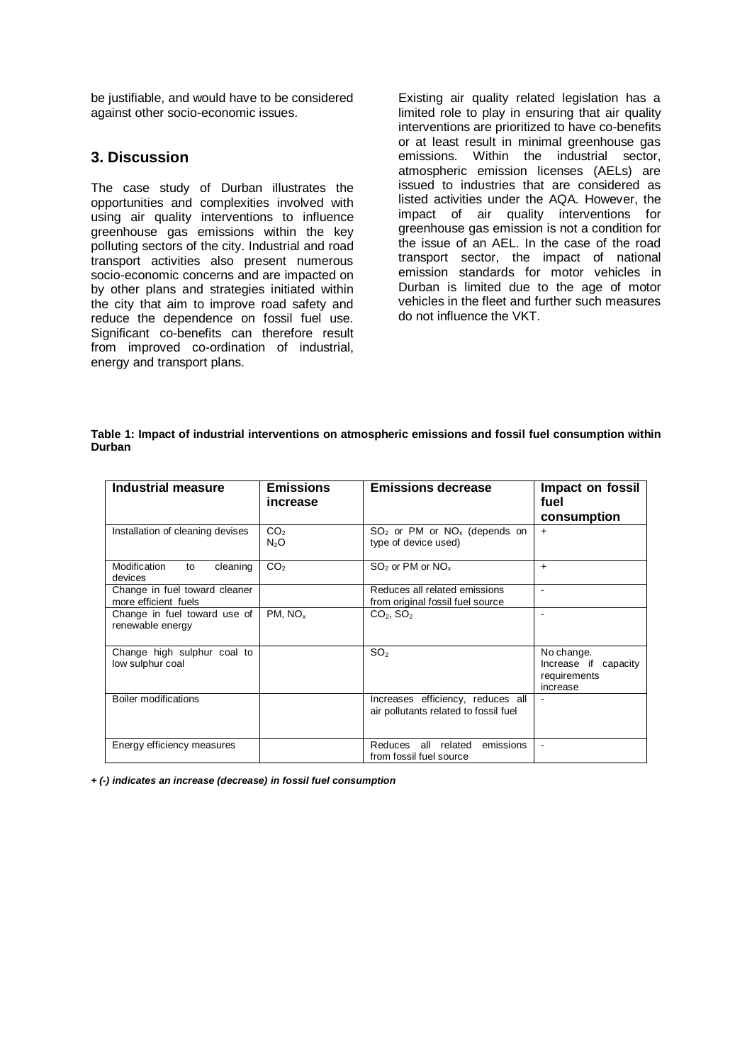be justifiable, and would have to be considered against other socio-economic issues.

## 3. Discussion

The case study of Durban illustrates the opportunities and complexities involved with using air quality interventions to influence greenhouse gas emissions within the key polluting sectors of the city. Industrial and road transport activities also present numerous socio-economic concerns and are impacted on by other plans and strategies initiated within the city that aim to improve road safety and reduce the dependence on fossil fuel use. Significant co-benefits can therefore result from improved co-ordination of industrial, energy and transport plans.

Existing air quality related legislation has a limited role to play in ensuring that air quality interventions are prioritized to have co-benefits or at least result in minimal greenhouse gas emissions. Within the industrial sector, atmospheric emission licenses (AELs) are issued to industries that are considered as listed activities under the AQA. However, the impact of air quality interventions for greenhouse gas emission is not a condition for the issue of an AEL. In the case of the road transport sector, the impact of national emission standards for motor vehicles in Durban is limited due to the age of motor vehicles in the fleet and further such measures do not influence the VKT.

**Table 1: Impact of industrial interventions on atmospheric emissions and fossil fuel consumption within Durban**

| Industrial measure | Emissions increase | Emissions decrease | Impact on fossil fuel consumption |
|---|---|---|---|
| Installation of cleaning devises | $CO_2$ $N_2O$ | $SO_2$ or PM or $NO_x$ (depends on type of device used) | + |
| Modification to cleaning devices | $CO_2$ | $SO_2$ or PM or $NO_x$ | + |
| Change in fuel toward cleaner more efficient fuels | | Reduces all related emissions from original fossil fuel source | - |
| Change in fuel toward use of renewable energy | PM, $NO_x$ | $CO_2$, $SO_2$ | - |
| Change high sulphur coal to low sulphur coal | | $SO_2$ | No change. Increase if capacity requirements increase |
| Boiler modifications | | Increases efficiency, reduces all air pollutants related to fossil fuel | - |
| Energy efficiency measures | | Reduces all related emissions from fossil fuel source | - |

***+ (-) indicates an increase (decrease) in fossil fuel consumption***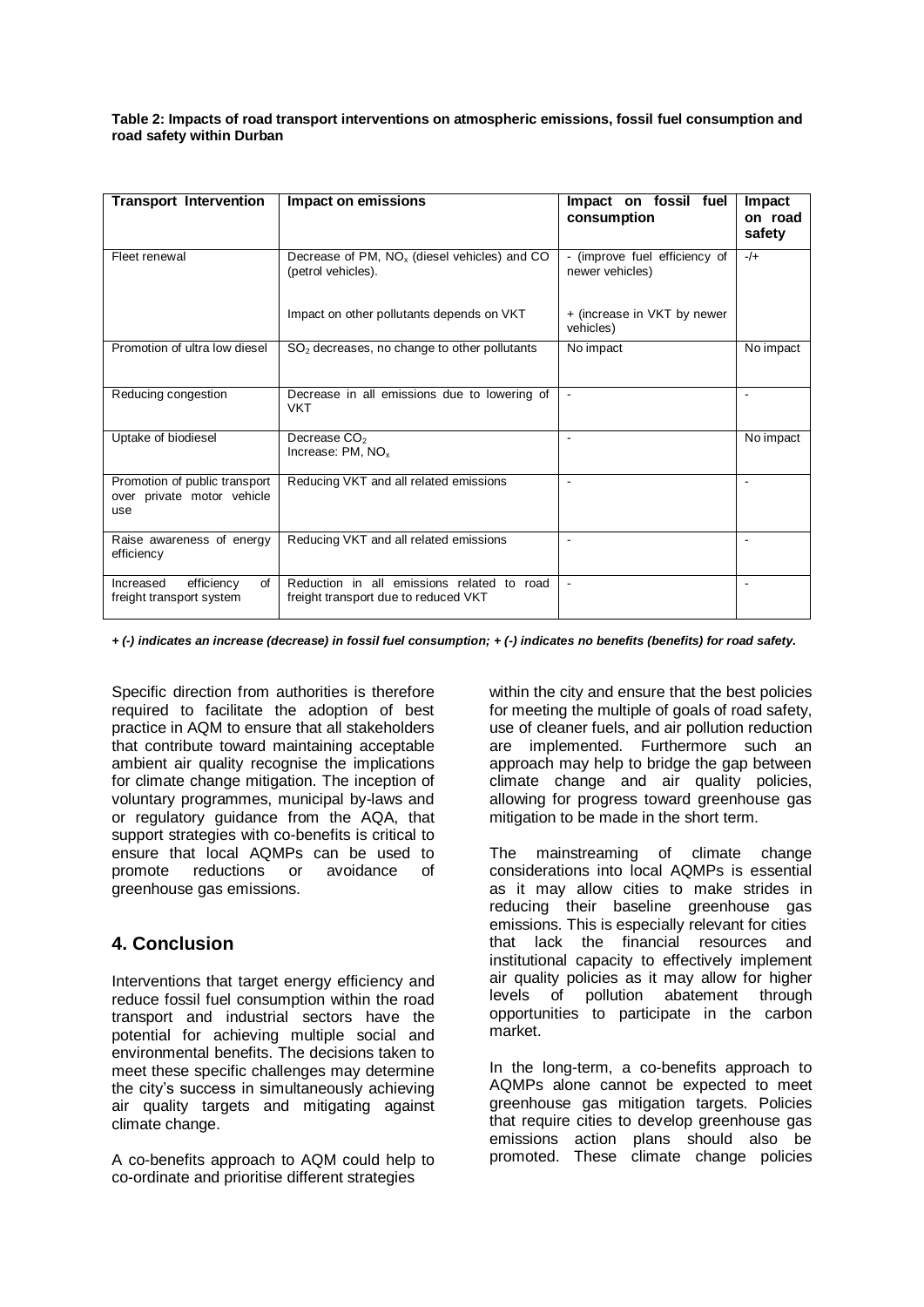**Table 2: Impacts of road transport interventions on atmospheric emissions, fossil fuel consumption and road safety within Durban**

| Transport Intervention | Impact on emissions | Impact on fossil fuel consumption | Impact on road safety |
|---|---|---|---|
| Fleet renewal | Decrease of PM, $NO_x$ (diesel vehicles) and CO (petrol vehicles).<br><br>Impact on other pollutants depends on VKT | - (improve fuel efficiency of newer vehicles)<br><br>+ (increase in VKT by newer vehicles) | -/+ |
| Promotion of ultra low diesel | $SO_2$ decreases, no change to other pollutants | No impact | No impact |
| Reducing congestion | Decrease in all emissions due to lowering of VKT | - | - |
| Uptake of biodiesel | Decrease $CO_2$<br>Increase: PM, $NO_x$ | - | No impact |
| Promotion of public transport over private motor vehicle use | Reducing VKT and all related emissions | - | - |
| Raise awareness of energy efficiency | Reducing VKT and all related emissions | - | - |
| Increased efficiency of freight transport system | Reduction in all emissions related to road freight transport due to reduced VKT | - | - |

*+ (-) indicates an increase (decrease) in fossil fuel consumption; + (-) indicates no benefits (benefits) for road safety.*

Specific direction from authorities is therefore required to facilitate the adoption of best practice in AQM to ensure that all stakeholders that contribute toward maintaining acceptable ambient air quality recognise the implications for climate change mitigation. The inception of voluntary programmes, municipal by-laws and or regulatory guidance from the AQA, that support strategies with co-benefits is critical to ensure that local AQMPs can be used to promote reductions or avoidance of greenhouse gas emissions.

## 4. Conclusion

Interventions that target energy efficiency and reduce fossil fuel consumption within the road transport and industrial sectors have the potential for achieving multiple social and environmental benefits. The decisions taken to meet these specific challenges may determine the city's success in simultaneously achieving air quality targets and mitigating against climate change.

A co-benefits approach to AQM could help to co-ordinate and prioritise different strategies within the city and ensure that the best policies for meeting the multiple of goals of road safety, use of cleaner fuels, and air pollution reduction are implemented. Furthermore such an approach may help to bridge the gap between climate change and air quality policies, allowing for progress toward greenhouse gas mitigation to be made in the short term.

The mainstreaming of climate change considerations into local AQMPs is essential as it may allow cities to make strides in reducing their baseline greenhouse gas emissions. This is especially relevant for cities that lack the financial resources and institutional capacity to effectively implement air quality policies as it may allow for higher levels of pollution abatement through opportunities to participate in the carbon market.

In the long-term, a co-benefits approach to AQMPs alone cannot be expected to meet greenhouse gas mitigation targets. Policies that require cities to develop greenhouse gas emissions action plans should also be promoted. These climate change policies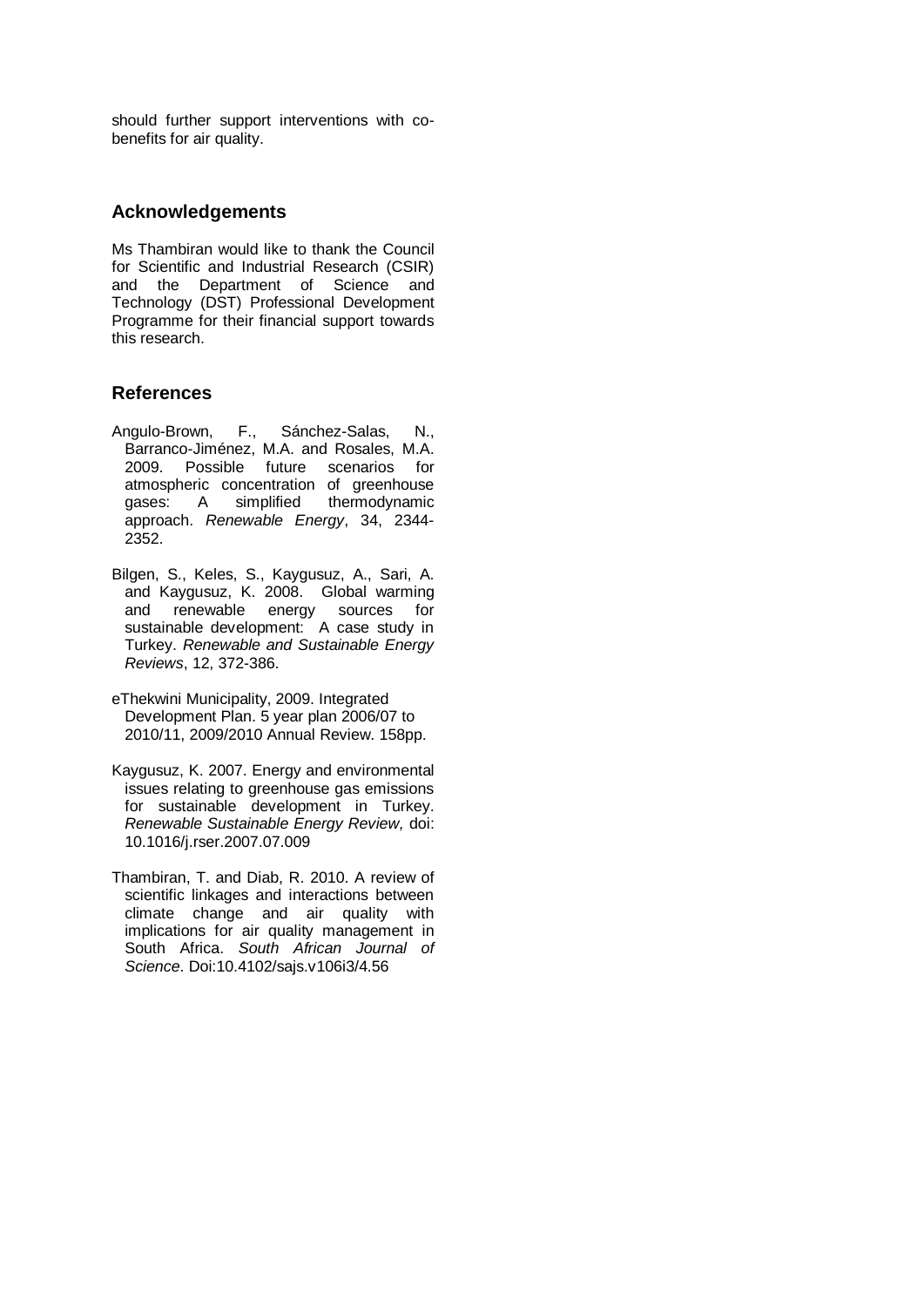should further support interventions with co-benefits for air quality.

## Acknowledgements

Ms Thambiran would like to thank the Council for Scientific and Industrial Research (CSIR) and the Department of Science and Technology (DST) Professional Development Programme for their financial support towards this research.

## References

Angulo-Brown, F., Sánchez-Salas, N., Barranco-Jiménez, M.A. and Rosales, M.A. 2009. Possible future scenarios for atmospheric concentration of greenhouse gases: A simplified thermodynamic approach. *Renewable Energy*, 34, 2344-2352.

Bilgen, S., Keles, S., Kaygusuz, A., Sari, A. and Kaygusuz, K. 2008. Global warming and renewable energy sources for sustainable development: A case study in Turkey. *Renewable and Sustainable Energy Reviews*, 12, 372-386.

eThekwini Municipality, 2009. Integrated Development Plan. 5 year plan 2006/07 to 2010/11, 2009/2010 Annual Review. 158pp.

Kaygusuz, K. 2007. Energy and environmental issues relating to greenhouse gas emissions for sustainable development in Turkey. *Renewable Sustainable Energy Review,* doi: 10.1016/j.rser.2007.07.009

Thambiran, T. and Diab, R. 2010. A review of scientific linkages and interactions between climate change and air quality with implications for air quality management in South Africa. *South African Journal of Science*. Doi:10.4102/sajs.v106i3/4.56